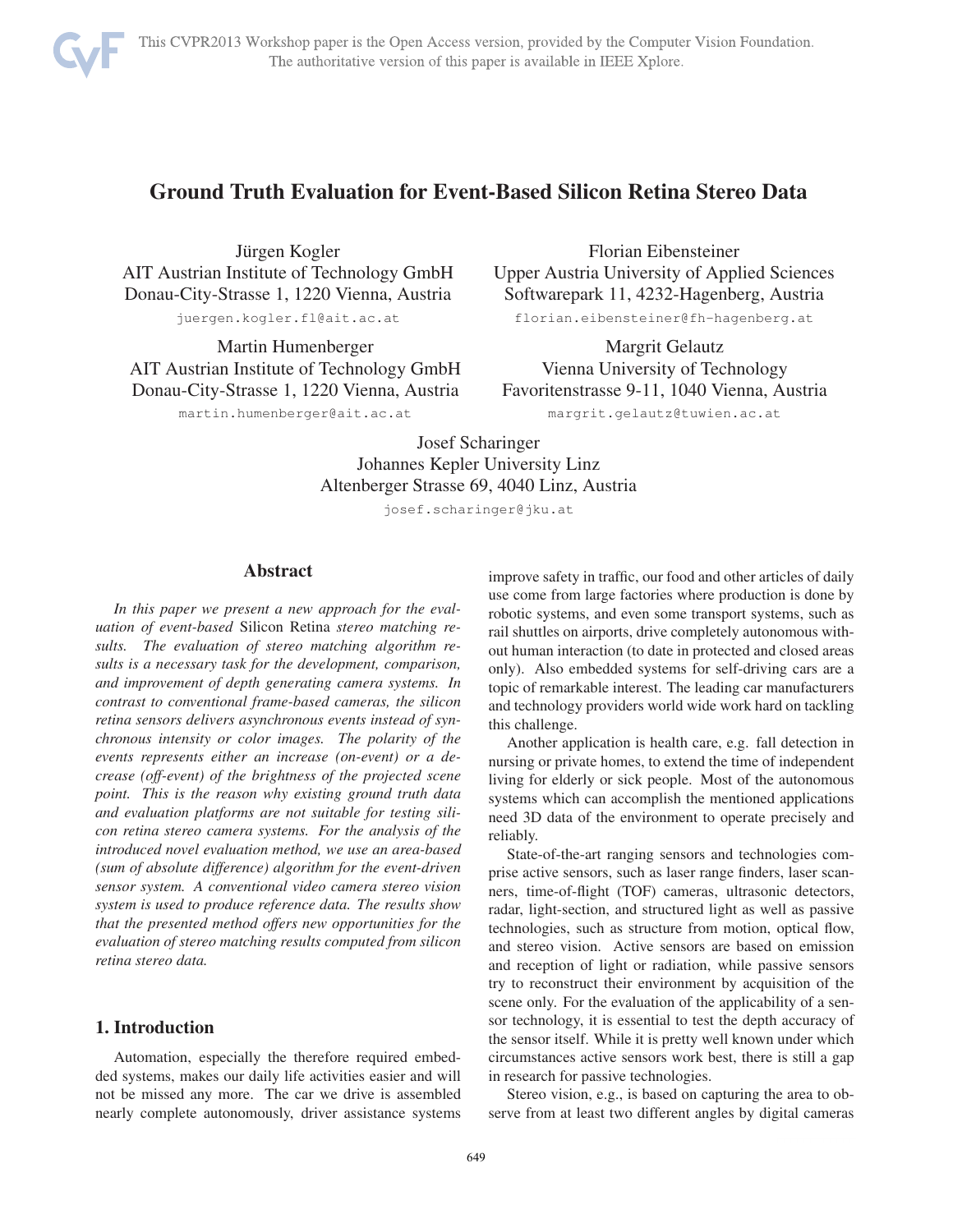# Ground Truth Evaluation for Event-Based Silicon Retina Stereo Data

Jürgen Kogler
AIT Austrian Institute of Technology GmbH
Donau-City-Strasse 1, 1220 Vienna, Austria
juergen.kogler.fl@ait.ac.at

Florian Eibensteiner
Upper Austria University of Applied Sciences
Softwarepark 11, 4232-Hagenberg, Austria
florian.eibensteiner@fh-hagenberg.at

Martin Humenberger
AIT Austrian Institute of Technology GmbH
Donau-City-Strasse 1, 1220 Vienna, Austria
martin.humenberger@ait.ac.at

Margrit Gelautz
Vienna University of Technology
Favoritenstrasse 9-11, 1040 Vienna, Austria
margrit.gelautz@tuwien.ac.at

Josef Scharinger
Johannes Kepler University Linz
Altenberger Strasse 69, 4040 Linz, Austria
josef.scharinger@jku.at

## Abstract

*In this paper we present a new approach for the evaluation of event-based* Silicon Retina *stereo matching results. The evaluation of stereo matching algorithm results is a necessary task for the development, comparison, and improvement of depth generating camera systems. In contrast to conventional frame-based cameras, the silicon retina sensors delivers asynchronous events instead of synchronous intensity or color images. The polarity of the events represents either an increase (on-event) or a decrease (off-event) of the brightness of the projected scene point. This is the reason why existing ground truth data and evaluation platforms are not suitable for testing silicon retina stereo camera systems. For the analysis of the introduced novel evaluation method, we use an area-based (sum of absolute difference) algorithm for the event-driven sensor system. A conventional video camera stereo vision system is used to produce reference data. The results show that the presented method offers new opportunities for the evaluation of stereo matching results computed from silicon retina stereo data.*

## 1. Introduction

Automation, especially the therefore required embedded systems, makes our daily life activities easier and will not be missed any more. The car we drive is assembled nearly complete autonomously, driver assistance systems improve safety in traffic, our food and other articles of daily use come from large factories where production is done by robotic systems, and even some transport systems, such as rail shuttles on airports, drive completely autonomous without human interaction (to date in protected and closed areas only). Also embedded systems for self-driving cars are a topic of remarkable interest. The leading car manufacturers and technology providers world wide work hard on tackling this challenge.

Another application is health care, e.g. fall detection in nursing or private homes, to extend the time of independent living for elderly or sick people. Most of the autonomous systems which can accomplish the mentioned applications need 3D data of the environment to operate precisely and reliably.

State-of-the-art ranging sensors and technologies comprise active sensors, such as laser range finders, laser scanners, time-of-flight (TOF) cameras, ultrasonic detectors, radar, light-section, and structured light as well as passive technologies, such as structure from motion, optical flow, and stereo vision. Active sensors are based on emission and reception of light or radiation, while passive sensors try to reconstruct their environment by acquisition of the scene only. For the evaluation of the applicability of a sensor technology, it is essential to test the depth accuracy of the sensor itself. While it is pretty well known under which circumstances active sensors work best, there is still a gap in research for passive technologies.

Stereo vision, e.g., is based on capturing the area to observe from at least two different angles by digital cameras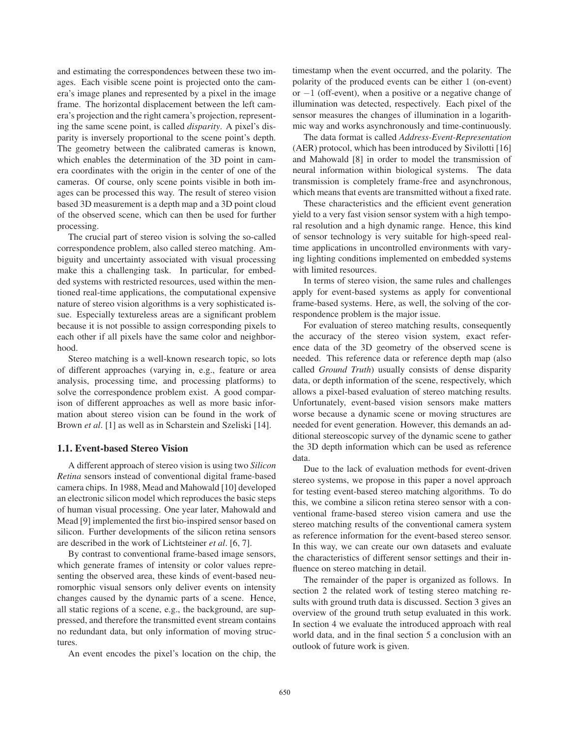and estimating the correspondences between these two images. Each visible scene point is projected onto the camera's image planes and represented by a pixel in the image frame. The horizontal displacement between the left camera's projection and the right camera's projection, representing the same scene point, is called *disparity*. A pixel's disparity is inversely proportional to the scene point's depth. The geometry between the calibrated cameras is known, which enables the determination of the 3D point in camera coordinates with the origin in the center of one of the cameras. Of course, only scene points visible in both images can be processed this way. The result of stereo vision based 3D measurement is a depth map and a 3D point cloud of the observed scene, which can then be used for further processing.

The crucial part of stereo vision is solving the so-called correspondence problem, also called stereo matching. Ambiguity and uncertainty associated with visual processing make this a challenging task. In particular, for embedded systems with restricted resources, used within the mentioned real-time applications, the computational expensive nature of stereo vision algorithms is a very sophisticated issue. Especially textureless areas are a significant problem because it is not possible to assign corresponding pixels to each other if all pixels have the same color and neighborhood.

Stereo matching is a well-known research topic, so lots of different approaches (varying in, e.g., feature or area analysis, processing time, and processing platforms) to solve the correspondence problem exist. A good comparison of different approaches as well as more basic information about stereo vision can be found in the work of Brown *et al*. [1] as well as in Scharstein and Szeliski [14].

### 1.1. Event-based Stereo Vision

A different approach of stereo vision is using two *Silicon Retina* sensors instead of conventional digital frame-based camera chips. In 1988, Mead and Mahowald [10] developed an electronic silicon model which reproduces the basic steps of human visual processing. One year later, Mahowald and Mead [9] implemented the first bio-inspired sensor based on silicon. Further developments of the silicon retina sensors are described in the work of Lichtsteiner *et al*. [6, 7].

By contrast to conventional frame-based image sensors, which generate frames of intensity or color values representing the observed area, these kinds of event-based neuromorphic visual sensors only deliver events on intensity changes caused by the dynamic parts of a scene. Hence, all static regions of a scene, e.g., the background, are suppressed, and therefore the transmitted event stream contains no redundant data, but only information of moving structures.

An event encodes the pixel's location on the chip, the timestamp when the event occurred, and the polarity. The polarity of the produced events can be either $1$ (on-event) or $-1$ (off-event), when a positive or a negative change of illumination was detected, respectively. Each pixel of the sensor measures the changes of illumination in a logarithmic way and works asynchronously and time-continuously.

The data format is called *Address-Event-Representation* (AER) protocol, which has been introduced by Sivilotti [16] and Mahowald [8] in order to model the transmission of neural information within biological systems. The data transmission is completely frame-free and asynchronous, which means that events are transmitted without a fixed rate.

These characteristics and the efficient event generation yield to a very fast vision sensor system with a high temporal resolution and a high dynamic range. Hence, this kind of sensor technology is very suitable for high-speed real-time applications in uncontrolled environments with varying lighting conditions implemented on embedded systems with limited resources.

In terms of stereo vision, the same rules and challenges apply for event-based systems as apply for conventional frame-based systems. Here, as well, the solving of the correspondence problem is the major issue.

For evaluation of stereo matching results, consequently the accuracy of the stereo vision system, exact reference data of the 3D geometry of the observed scene is needed. This reference data or reference depth map (also called *Ground Truth*) usually consists of dense disparity data, or depth information of the scene, respectively, which allows a pixel-based evaluation of stereo matching results. Unfortunately, event-based vision sensors make matters worse because a dynamic scene or moving structures are needed for event generation. However, this demands an additional stereoscopic survey of the dynamic scene to gather the 3D depth information which can be used as reference data.

Due to the lack of evaluation methods for event-driven stereo systems, we propose in this paper a novel approach for testing event-based stereo matching algorithms. To do this, we combine a silicon retina stereo sensor with a conventional frame-based stereo vision camera and use the stereo matching results of the conventional camera system as reference information for the event-based stereo sensor. In this way, we can create our own datasets and evaluate the characteristics of different sensor settings and their influence on stereo matching in detail.

The remainder of the paper is organized as follows. In section 2 the related work of testing stereo matching results with ground truth data is discussed. Section 3 gives an overview of the ground truth setup evaluated in this work. In section 4 we evaluate the introduced approach with real world data, and in the final section 5 a conclusion with an outlook of future work is given.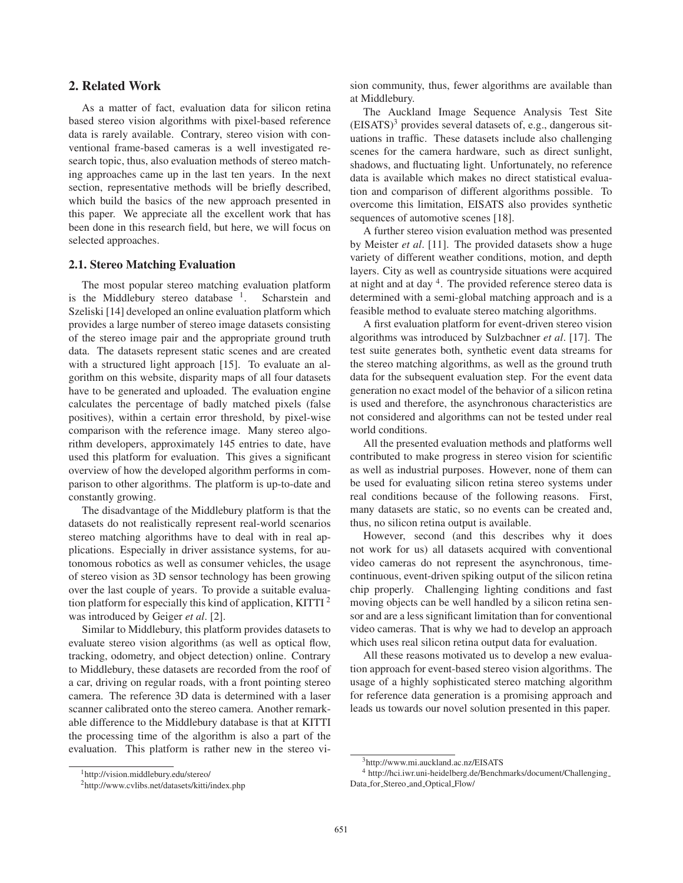## 2. Related Work

As a matter of fact, evaluation data for silicon retina based stereo vision algorithms with pixel-based reference data is rarely available. Contrary, stereo vision with conventional frame-based cameras is a well investigated research topic, thus, also evaluation methods of stereo matching approaches came up in the last ten years. In the next section, representative methods will be briefly described, which build the basics of the new approach presented in this paper. We appreciate all the excellent work that has been done in this research field, but here, we will focus on selected approaches.

### 2.1. Stereo Matching Evaluation

The most popular stereo matching evaluation platform is the Middlebury stereo database [1]. Scharstein and Szeliski [14] developed an online evaluation platform which provides a large number of stereo image datasets consisting of the stereo image pair and the appropriate ground truth data. The datasets represent static scenes and are created with a structured light approach [15]. To evaluate an algorithm on this website, disparity maps of all four datasets have to be generated and uploaded. The evaluation engine calculates the percentage of badly matched pixels (false positives), within a certain error threshold, by pixel-wise comparison with the reference image. Many stereo algorithm developers, approximately 145 entries to date, have used this platform for evaluation. This gives a significant overview of how the developed algorithm performs in comparison to other algorithms. The platform is up-to-date and constantly growing.

The disadvantage of the Middlebury platform is that the datasets do not realistically represent real-world scenarios stereo matching algorithms have to deal with in real applications. Especially in driver assistance systems, for autonomous robotics as well as consumer vehicles, the usage of stereo vision as 3D sensor technology has been growing over the last couple of years. To provide a suitable evaluation platform for especially this kind of application, KITTI [2] was introduced by Geiger *et al*. [2].

Similar to Middlebury, this platform provides datasets to evaluate stereo vision algorithms (as well as optical flow, tracking, odometry, and object detection) online. Contrary to Middlebury, these datasets are recorded from the roof of a car, driving on regular roads, with a front pointing stereo camera. The reference 3D data is determined with a laser scanner calibrated onto the stereo camera. Another remarkable difference to the Middlebury database is that at KITTI the processing time of the algorithm is also a part of the evaluation. This platform is rather new in the stereo vision community, thus, fewer algorithms are available than at Middlebury.

The Auckland Image Sequence Analysis Test Site (EISATS)[3] provides several datasets of, e.g., dangerous situations in traffic. These datasets include also challenging scenes for the camera hardware, such as direct sunlight, shadows, and fluctuating light. Unfortunately, no reference data is available which makes no direct statistical evaluation and comparison of different algorithms possible. To overcome this limitation, EISATS also provides synthetic sequences of automotive scenes [18].

A further stereo vision evaluation method was presented by Meister *et al*. [11]. The provided datasets show a huge variety of different weather conditions, motion, and depth layers. City as well as countryside situations were acquired at night and at day [4]. The provided reference stereo data is determined with a semi-global matching approach and is a feasible method to evaluate stereo matching algorithms.

A first evaluation platform for event-driven stereo vision algorithms was introduced by Sulzbachner *et al*. [17]. The test suite generates both, synthetic event data streams for the stereo matching algorithms, as well as the ground truth data for the subsequent evaluation step. For the event data generation no exact model of the behavior of a silicon retina is used and therefore, the asynchronous characteristics are not considered and algorithms can not be tested under real world conditions.

All the presented evaluation methods and platforms well contributed to make progress in stereo vision for scientific as well as industrial purposes. However, none of them can be used for evaluating silicon retina stereo systems under real conditions because of the following reasons. First, many datasets are static, so no events can be created and, thus, no silicon retina output is available.

However, second (and this describes why it does not work for us) all datasets acquired with conventional video cameras do not represent the asynchronous, time-continuous, event-driven spiking output of the silicon retina chip properly. Challenging lighting conditions and fast moving objects can be well handled by a silicon retina sensor and are a less significant limitation than for conventional video cameras. That is why we had to develop an approach which uses real silicon retina output data for evaluation.

All these reasons motivated us to develop a new evaluation approach for event-based stereo vision algorithms. The usage of a highly sophisticated stereo matching algorithm for reference data generation is a promising approach and leads us towards our novel solution presented in this paper.

[1] http://vision.middlebury.edu/stereo/

[2] http://www.cvlibs.net/datasets/kitti/index.php

[3] http://www.mi.auckland.ac.nz/EISATS

[4] http://hci.iwr.uni-heidelberg.de/Benchmarks/document/Challenging_Data_for_Stereo_and_Optical_Flow/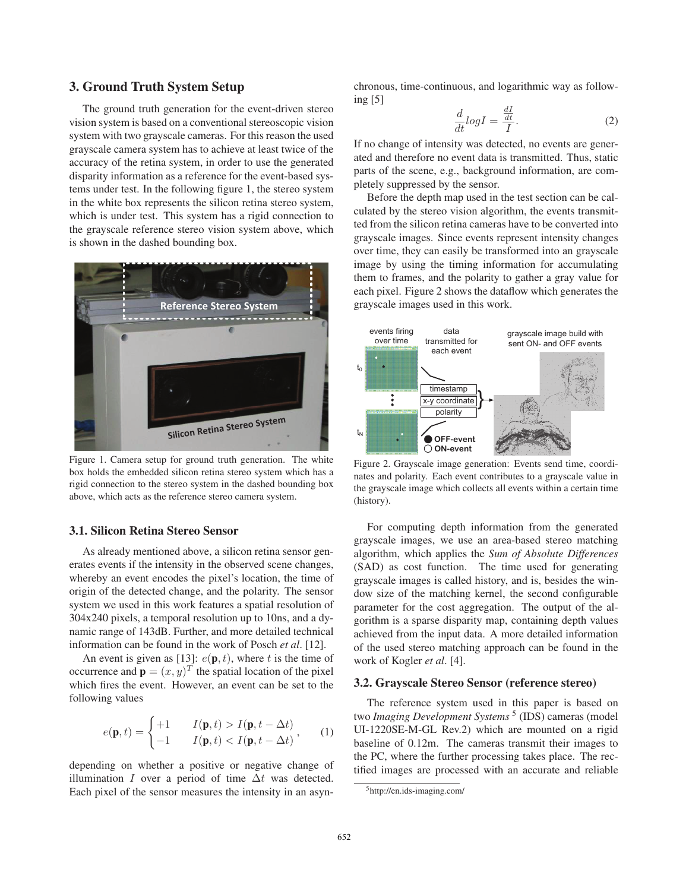## 3. Ground Truth System Setup

The ground truth generation for the event-driven stereo vision system is based on a conventional stereoscopic vision system with two grayscale cameras. For this reason the used grayscale camera system has to achieve at least twice of the accuracy of the retina system, in order to use the generated disparity information as a reference for the event-based systems under test. In the following figure 1, the stereo system in the white box represents the silicon retina stereo system, which is under test. This system has a rigid connection to the grayscale reference stereo vision system above, which is shown in the dashed bounding box.

Figure 1. Camera setup for ground truth generation. The white box holds the embedded silicon retina stereo system which has a rigid connection to the stereo system in the dashed bounding box above, which acts as the reference stereo camera system.

### 3.1. Silicon Retina Stereo Sensor

As already mentioned above, a silicon retina sensor generates events if the intensity in the observed scene changes, whereby an event encodes the pixel's location, the time of origin of the detected change, and the polarity. The sensor system we used in this work features a spatial resolution of 304x240 pixels, a temporal resolution up to 10ns, and a dynamic range of 143dB. Further, and more detailed technical information can be found in the work of Posch *et al*. [12].

An event is given as [13]: $e(\mathbf{p}, t)$, where $t$ is the time of occurrence and $\mathbf{p} = (x, y)^T$ the spatial location of the pixel which fires the event. However, an event can be set to the following values

$$e(\mathbf{p}, t) = \begin{cases} +1 & I(\mathbf{p}, t) > I(\mathbf{p}, t - \Delta t) \\ -1 & I(\mathbf{p}, t) < I(\mathbf{p}, t - \Delta t) \end{cases}, \qquad (1)$$

depending on whether a positive or negative change of illumination $I$ over a period of time $\Delta t$ was detected. Each pixel of the sensor measures the intensity in an asynchronous, time-continuous, and logarithmic way as following [5]

$$\frac{d}{dt} log I = \frac{\frac{dI}{dt}}{I}. \qquad (2)$$

If no change of intensity was detected, no events are generated and therefore no event data is transmitted. Thus, static parts of the scene, e.g., background information, are completely suppressed by the sensor.

Before the depth map used in the test section can be calculated by the stereo vision algorithm, the events transmitted from the silicon retina cameras have to be converted into grayscale images. Since events represent intensity changes over time, they can easily be transformed into an grayscale image by using the timing information for accumulating them to frames, and the polarity to gather a gray value for each pixel. Figure 2 shows the dataflow which generates the grayscale images used in this work.

Figure 2. Grayscale image generation: Events send time, coordinates and polarity. Each event contributes to a grayscale value in the grayscale image which collects all events within a certain time (history).

For computing depth information from the generated grayscale images, we use an area-based stereo matching algorithm, which applies the *Sum of Absolute Differences* (SAD) as cost function. The time used for generating grayscale images is called history, and is, besides the window size of the matching kernel, the second configurable parameter for the cost aggregation. The output of the algorithm is a sparse disparity map, containing depth values achieved from the input data. A more detailed information of the used stereo matching approach can be found in the work of Kogler *et al*. [4].

### 3.2. Grayscale Stereo Sensor (reference stereo)

The reference system used in this paper is based on two *Imaging Development Systems* [5] (IDS) cameras (model UI-1220SE-M-GL Rev.2) which are mounted on a rigid baseline of 0.12m. The cameras transmit their images to the PC, where the further processing takes place. The rectified images are processed with an accurate and reliable

[5] http://en.ids-imaging.com/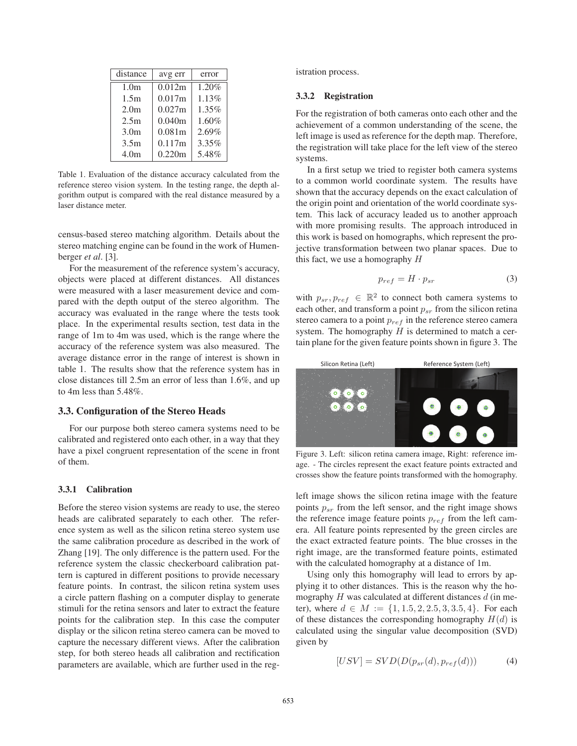| distance | avg err | error |
|---|---|---|
| 1.0m | 0.012m | 1.20% |
| 1.5m | 0.017m | 1.13% |
| 2.0m | 0.027m | 1.35% |
| 2.5m | 0.040m | 1.60% |
| 3.0m | 0.081m | 2.69% |
| 3.5m | 0.117m | 3.35% |
| 4.0m | 0.220m | 5.48% |

Table 1. Evaluation of the distance accuracy calculated from the reference stereo vision system. In the testing range, the depth algorithm output is compared with the real distance measured by a laser distance meter.

census-based stereo matching algorithm. Details about the stereo matching engine can be found in the work of Humenberger *et al*. [3].

For the measurement of the reference system's accuracy, objects were placed at different distances. All distances were measured with a laser measurement device and compared with the depth output of the stereo algorithm. The accuracy was evaluated in the range where the tests took place. In the experimental results section, test data in the range of 1m to 4m was used, which is the range where the accuracy of the reference system was also measured. The average distance error in the range of interest is shown in table 1. The results show that the reference system has in close distances till 2.5m an error of less than 1.6%, and up to 4m less than 5.48%.

### 3.3. Configuration of the Stereo Heads

For our purpose both stereo camera systems need to be calibrated and registered onto each other, in a way that they have a pixel congruent representation of the scene in front of them.

#### 3.3.1 Calibration

Before the stereo vision systems are ready to use, the stereo heads are calibrated separately to each other. The reference system as well as the silicon retina stereo system use the same calibration procedure as described in the work of Zhang [19]. The only difference is the pattern used. For the reference system the classic checkerboard calibration pattern is captured in different positions to provide necessary feature points. In contrast, the silicon retina system uses a circle pattern flashing on a computer display to generate stimuli for the retina sensors and later to extract the feature points for the calibration step. In this case the computer display or the silicon retina stereo camera can be moved to capture the necessary different views. After the calibration step, for both stereo heads all calibration and rectification parameters are available, which are further used in the registration process.

#### 3.3.2 Registration

For the registration of both cameras onto each other and the achievement of a common understanding of the scene, the left image is used as reference for the depth map. Therefore, the registration will take place for the left view of the stereo systems.

In a first setup we tried to register both camera systems to a common world coordinate system. The results have shown that the accuracy depends on the exact calculation of the origin point and orientation of the world coordinate system. This lack of accuracy leaded us to another approach with more promising results. The approach introduced in this work is based on homographs, which represent the projective transformation between two planar spaces. Due to this fact, we use a homography $H$

$$p_{ref} = H \cdot p_{sr} \tag{3}$$

with $p_{sr}, p_{ref} \in \mathbb{R}^2$ to connect both camera systems to each other, and transform a point $p_{sr}$ from the silicon retina stereo camera to a point $p_{ref}$ in the reference stereo camera system. The homography $H$ is determined to match a certain plane for the given feature points shown in figure 3. The left image shows the silicon retina image with the feature points $p_{sr}$ from the left sensor, and the right image shows the reference image feature points $p_{ref}$ from the left camera. All feature points represented by the green circles are the exact extracted feature points. The blue crosses in the right image, are the transformed feature points, estimated with the calculated homography at a distance of 1m.

Figure 3. Left: silicon retina camera image, Right: reference image. - The circles represent the exact feature points extracted and crosses show the feature points transformed with the homography.

Using only this homography will lead to errors by applying it to other distances. This is the reason why the homography $H$ was calculated at different distances $d$ (in meter), where $d \in M := \{1, 1.5, 2, 2.5, 3, 3.5, 4\}$. For each of these distances the corresponding homography $H(d)$ is calculated using the singular value decomposition (SVD) given by

$$[USV] = SVD(D(p_{sr}(d), p_{ref}(d))) \tag{4}$$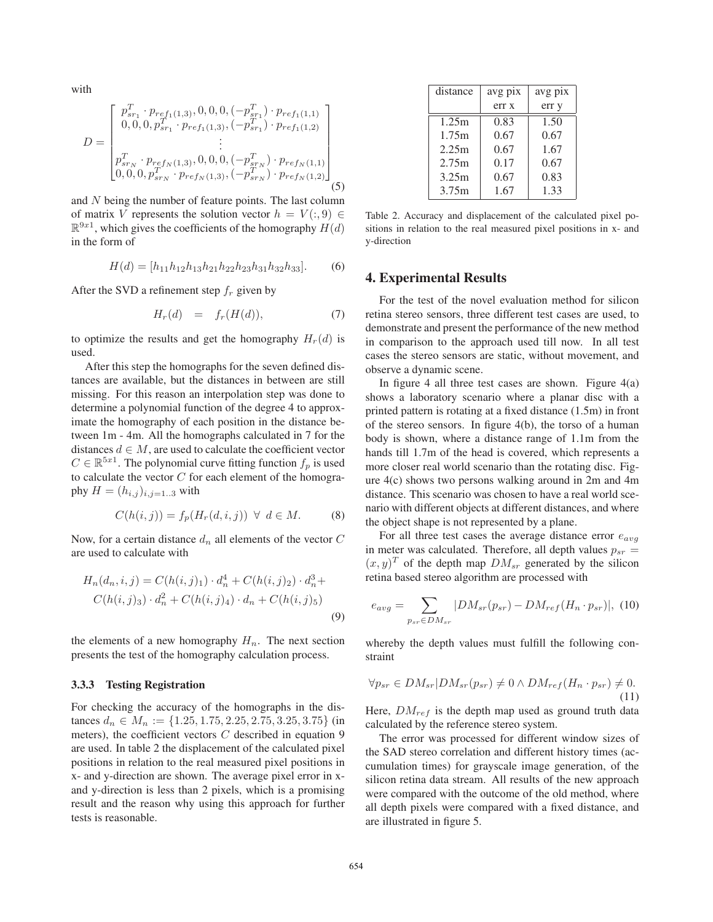with

$$
D = \begin{bmatrix} p_{sr_1}^T \cdot p_{ref_1(1,3)}, 0, 0, 0, (-p_{sr_1}^T) \cdot p_{ref_1(1,1)} \\ 0, 0, 0, p_{sr_1}^T \cdot p_{ref_1(1,3)}, (-p_{sr_1}^T) \cdot p_{ref_1(1,2)} \\ \vdots \\ p_{sr_N}^T \cdot p_{ref_N(1,3)}, 0, 0, 0, (-p_{sr_N}^T) \cdot p_{ref_N(1,1)} \\ 0, 0, 0, p_{sr_N}^T \cdot p_{ref_N(1,3)}, (-p_{sr_N}^T) \cdot p_{ref_N(1,2)} \end{bmatrix} \tag{5}
$$

and $N$ being the number of feature points. The last column of matrix $V$ represents the solution vector $h = V(:, 9) \in \mathbb{R}^{9x1}$, which gives the coefficients of the homography $H(d)$ in the form of

$$
H(d) = [h_{11} h_{12} h_{13} h_{21} h_{22} h_{23} h_{31} h_{32} h_{33}]. \tag{6}
$$

After the SVD a refinement step $f_r$ given by

$$
H_r(d) \quad = \quad f_r(H(d)), \tag{7}
$$

to optimize the results and get the homography $H_r(d)$ is used.

After this step the homographs for the seven defined distances are available, but the distances in between are still missing. For this reason an interpolation step was done to determine a polynomial function of the degree 4 to approximate the homography of each position in the distance between 1m - 4m. All the homographs calculated in 7 for the distances $d \in M$, are used to calculate the coefficient vector $C \in \mathbb{R}^{5x1}$. The polynomial curve fitting function $f_p$ is used to calculate the vector $C$ for each element of the homography $H = (h_{i,j})_{i,j=1..3}$ with

$$
C(h(i, j)) = f_p(H_r(d, i, j)) \;\; \forall \;\; d \in M. \tag{8}
$$

Now, for a certain distance $d_n$ all elements of the vector $C$ are used to calculate with

$$
\begin{aligned} H_n(d_n, i, j) = C(h(i, j)_1) \cdot d_n^4 + C(h(i, j)_2) \cdot d_n^3 + \\ C(h(i, j)_3) \cdot d_n^2 + C(h(i, j)_4) \cdot d_n + C(h(i, j)_5) \end{aligned} \tag{9}
$$

the elements of a new homography $H_n$. The next section presents the test of the homography calculation process.

### 3.3.3 Testing Registration

For checking the accuracy of the homographs in the distances $d_n \in M_n := \{1.25, 1.75, 2.25, 2.75, 3.25, 3.75\}$ (in meters), the coefficient vectors $C$ described in equation 9 are used. In table 2 the displacement of the calculated pixel positions in relation to the real measured pixel positions in x- and y-direction are shown. The average pixel error in x- and y-direction is less than 2 pixels, which is a promising result and the reason why using this approach for further tests is reasonable.

| distance | avg pix err x | avg pix err y |
|---|---|---|
| 1.25m | 0.83 | 1.50 |
| 1.75m | 0.67 | 0.67 |
| 2.25m | 0.67 | 1.67 |
| 2.75m | 0.17 | 0.67 |
| 3.25m | 0.67 | 0.83 |
| 3.75m | 1.67 | 1.33 |

Table 2. Accuracy and displacement of the calculated pixel positions in relation to the real measured pixel positions in x- and y-direction

## 4. Experimental Results

For the test of the novel evaluation method for silicon retina stereo sensors, three different test cases are used, to demonstrate and present the performance of the new method in comparison to the approach used till now. In all test cases the stereo sensors are static, without movement, and observe a dynamic scene.

In figure 4 all three test cases are shown. Figure 4(a) shows a laboratory scenario where a planar disc with a printed pattern is rotating at a fixed distance (1.5m) in front of the stereo sensors. In figure 4(b), the torso of a human body is shown, where a distance range of 1.1m from the hands till 1.7m of the head is covered, which represents a more closer real world scenario than the rotating disc. Figure 4(c) shows two persons walking around in 2m and 4m distance. This scenario was chosen to have a real world scenario with different objects at different distances, and where the object shape is not represented by a plane.

For all three test cases the average distance error $e_{avg}$ in meter was calculated. Therefore, all depth values $p_{sr} = (x, y)^T$ of the depth map $DM_{sr}$ generated by the silicon retina based stereo algorithm are processed with

$$
e_{avg} = \sum_{p_{sr} \in DM_{sr}} |DM_{sr}(p_{sr}) - DM_{ref}(H_n \cdot p_{sr})|, \tag{10}
$$

whereby the depth values must fulfill the following constraint

$$
\forall p_{sr} \in DM_{sr} | DM_{sr}(p_{sr}) \neq 0 \wedge DM_{ref}(H_n \cdot p_{sr}) \neq 0. \tag{11}
$$

Here, $DM_{ref}$ is the depth map used as ground truth data calculated by the reference stereo system.

The error was processed for different window sizes of the SAD stereo correlation and different history times (accumulation times) for grayscale image generation, of the silicon retina data stream. All results of the new approach were compared with the outcome of the old method, where all depth pixels were compared with a fixed distance, and are illustrated in figure 5.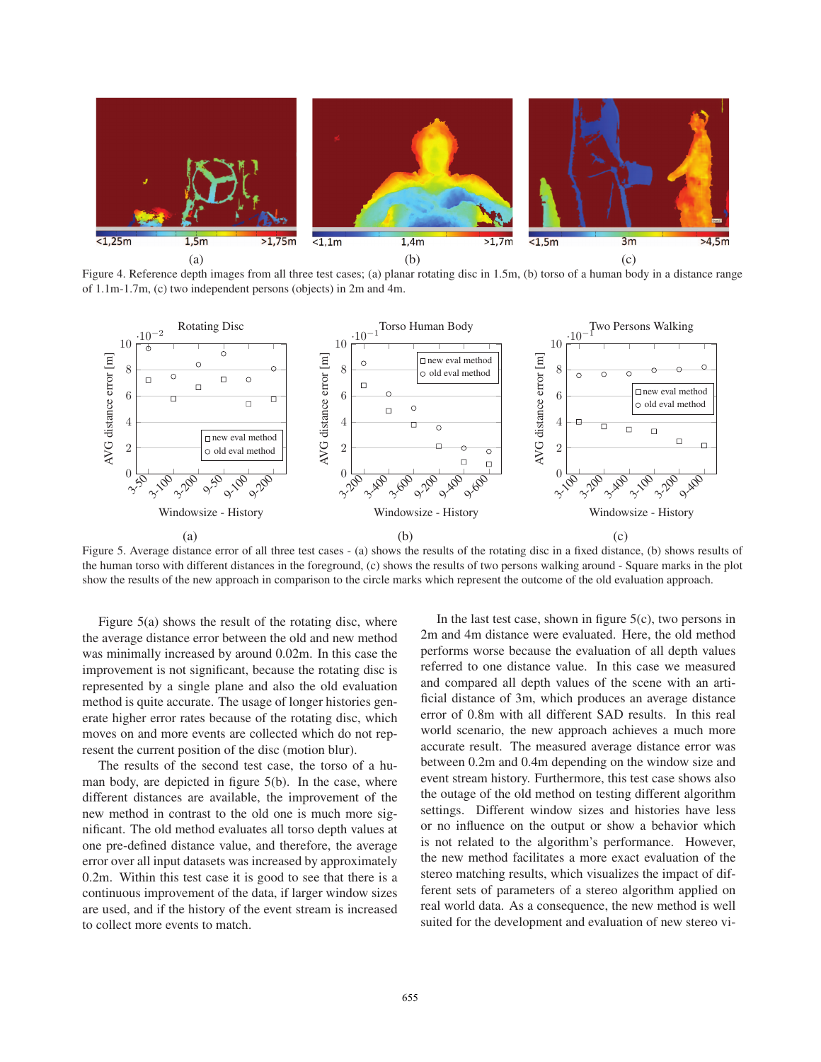Figure 4. Reference depth images from all three test cases; (a) planar rotating disc in 1.5m, (b) torso of a human body in a distance range of 1.1m-1.7m, (c) two independent persons (objects) in 2m and 4m.

Figure 5. Average distance error of all three test cases - (a) shows the results of the rotating disc in a fixed distance, (b) shows results of the human torso with different distances in the foreground, (c) shows the results of two persons walking around - Square marks in the plot show the results of the new approach in comparison to the circle marks which represent the outcome of the old evaluation approach.

Figure 5(a) shows the result of the rotating disc, where the average distance error between the old and new method was minimally increased by around 0.02m. In this case the improvement is not significant, because the rotating disc is represented by a single plane and also the old evaluation method is quite accurate. The usage of longer histories generate higher error rates because of the rotating disc, which moves on and more events are collected which do not represent the current position of the disc (motion blur).

The results of the second test case, the torso of a human body, are depicted in figure 5(b). In the case, where different distances are available, the improvement of the new method in contrast to the old one is much more significant. The old method evaluates all torso depth values at one pre-defined distance value, and therefore, the average error over all input datasets was increased by approximately 0.2m. Within this test case it is good to see that there is a continuous improvement of the data, if larger window sizes are used, and if the history of the event stream is increased to collect more events to match.

In the last test case, shown in figure 5(c), two persons in 2m and 4m distance were evaluated. Here, the old method performs worse because the evaluation of all depth values referred to one distance value. In this case we measured and compared all depth values of the scene with an artificial distance of 3m, which produces an average distance error of 0.8m with all different SAD results. In this real world scenario, the new approach achieves a much more accurate result. The measured average distance error was between 0.2m and 0.4m depending on the window size and event stream history. Furthermore, this test case shows also the outage of the old method on testing different algorithm settings. Different window sizes and histories have less or no influence on the output or show a behavior which is not related to the algorithm's performance. However, the new method facilitates a more exact evaluation of the stereo matching results, which visualizes the impact of different sets of parameters of a stereo algorithm applied on real world data. As a consequence, the new method is well suited for the development and evaluation of new stereo vi-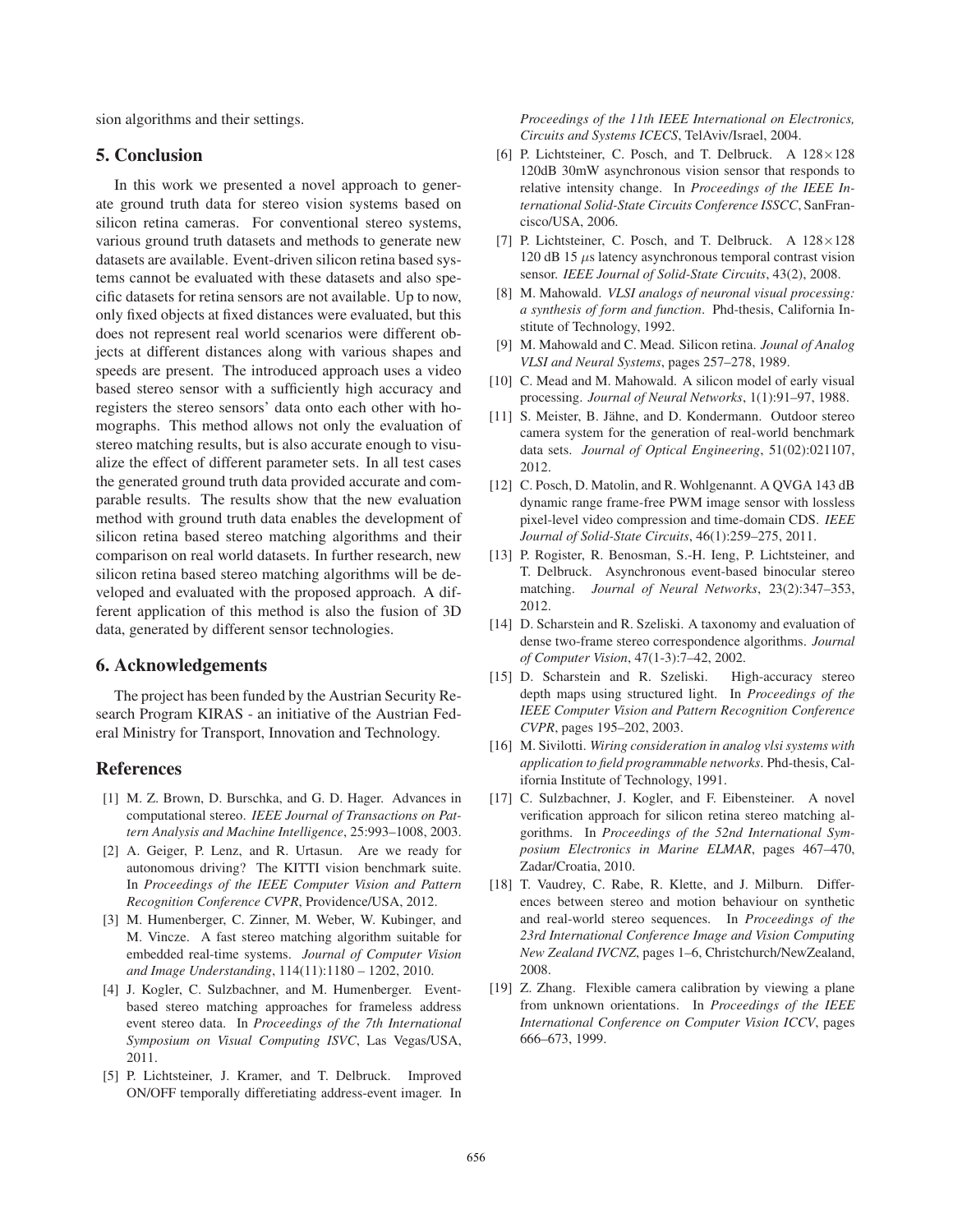sion algorithms and their settings.

## 5. Conclusion

In this work we presented a novel approach to generate ground truth data for stereo vision systems based on silicon retina cameras. For conventional stereo systems, various ground truth datasets and methods to generate new datasets are available. Event-driven silicon retina based systems cannot be evaluated with these datasets and also specific datasets for retina sensors are not available. Up to now, only fixed objects at fixed distances were evaluated, but this does not represent real world scenarios were different objects at different distances along with various shapes and speeds are present. The introduced approach uses a video based stereo sensor with a sufficiently high accuracy and registers the stereo sensors' data onto each other with homographs. This method allows not only the evaluation of stereo matching results, but is also accurate enough to visualize the effect of different parameter sets. In all test cases the generated ground truth data provided accurate and comparable results. The results show that the new evaluation method with ground truth data enables the development of silicon retina based stereo matching algorithms and their comparison on real world datasets. In further research, new silicon retina based stereo matching algorithms will be developed and evaluated with the proposed approach. A different application of this method is also the fusion of 3D data, generated by different sensor technologies.

## 6. Acknowledgements

The project has been funded by the Austrian Security Research Program KIRAS - an initiative of the Austrian Federal Ministry for Transport, Innovation and Technology.

## References

[1] M. Z. Brown, D. Burschka, and G. D. Hager. Advances in computational stereo. *IEEE Journal of Transactions on Pattern Analysis and Machine Intelligence*, 25:993–1008, 2003.

[2] A. Geiger, P. Lenz, and R. Urtasun. Are we ready for autonomous driving? The KITTI vision benchmark suite. In *Proceedings of the IEEE Computer Vision and Pattern Recognition Conference CVPR*, Providence/USA, 2012.

[3] M. Humenberger, C. Zinner, M. Weber, W. Kubinger, and M. Vincze. A fast stereo matching algorithm suitable for embedded real-time systems. *Journal of Computer Vision and Image Understanding*, 114(11):1180 – 1202, 2010.

[4] J. Kogler, C. Sulzbachner, and M. Humenberger. Event-based stereo matching approaches for frameless address event stereo data. In *Proceedings of the 7th International Symposium on Visual Computing ISVC*, Las Vegas/USA, 2011.

[5] P. Lichtsteiner, J. Kramer, and T. Delbruck. Improved ON/OFF temporally differetiating address-event imager. In *Proceedings of the 11th IEEE International on Electronics, Circuits and Systems ICECS*, TelAviv/Israel, 2004.

[6] P. Lichtsteiner, C. Posch, and T. Delbruck. A $128\times128$ 120dB 30mW asynchronous vision sensor that responds to relative intensity change. In *Proceedings of the IEEE International Solid-State Circuits Conference ISSCC*, SanFrancisco/USA, 2006.

[7] P. Lichtsteiner, C. Posch, and T. Delbruck. A $128\times128$ 120 dB 15 $\mu$s latency asynchronous temporal contrast vision sensor. *IEEE Journal of Solid-State Circuits*, 43(2), 2008.

[8] M. Mahowald. *VLSI analogs of neuronal visual processing: a synthesis of form and function*. Phd-thesis, California Institute of Technology, 1992.

[9] M. Mahowald and C. Mead. Silicon retina. *Jounal of Analog VLSI and Neural Systems*, pages 257–278, 1989.

[10] C. Mead and M. Mahowald. A silicon model of early visual processing. *Journal of Neural Networks*, 1(1):91–97, 1988.

[11] S. Meister, B. Jähne, and D. Kondermann. Outdoor stereo camera system for the generation of real-world benchmark data sets. *Journal of Optical Engineering*, 51(02):021107, 2012.

[12] C. Posch, D. Matolin, and R. Wohlgenannt. A QVGA 143 dB dynamic range frame-free PWM image sensor with lossless pixel-level video compression and time-domain CDS. *IEEE Journal of Solid-State Circuits*, 46(1):259–275, 2011.

[13] P. Rogister, R. Benosman, S.-H. Ieng, P. Lichtsteiner, and T. Delbruck. Asynchronous event-based binocular stereo matching. *Journal of Neural Networks*, 23(2):347–353, 2012.

[14] D. Scharstein and R. Szeliski. A taxonomy and evaluation of dense two-frame stereo correspondence algorithms. *Journal of Computer Vision*, 47(1-3):7–42, 2002.

[15] D. Scharstein and R. Szeliski. High-accuracy stereo depth maps using structured light. In *Proceedings of the IEEE Computer Vision and Pattern Recognition Conference CVPR*, pages 195–202, 2003.

[16] M. Sivilotti. *Wiring consideration in analog vlsi systems with application to field programmable networks*. Phd-thesis, California Institute of Technology, 1991.

[17] C. Sulzbachner, J. Kogler, and F. Eibensteiner. A novel verification approach for silicon retina stereo matching algorithms. In *Proceedings of the 52nd International Symposium Electronics in Marine ELMAR*, pages 467–470, Zadar/Croatia, 2010.

[18] T. Vaudrey, C. Rabe, R. Klette, and J. Milburn. Differences between stereo and motion behaviour on synthetic and real-world stereo sequences. In *Proceedings of the 23rd International Conference Image and Vision Computing New Zealand IVCNZ*, pages 1–6, Christchurch/NewZealand, 2008.

[19] Z. Zhang. Flexible camera calibration by viewing a plane from unknown orientations. In *Proceedings of the IEEE International Conference on Computer Vision ICCV*, pages 666–673, 1999.